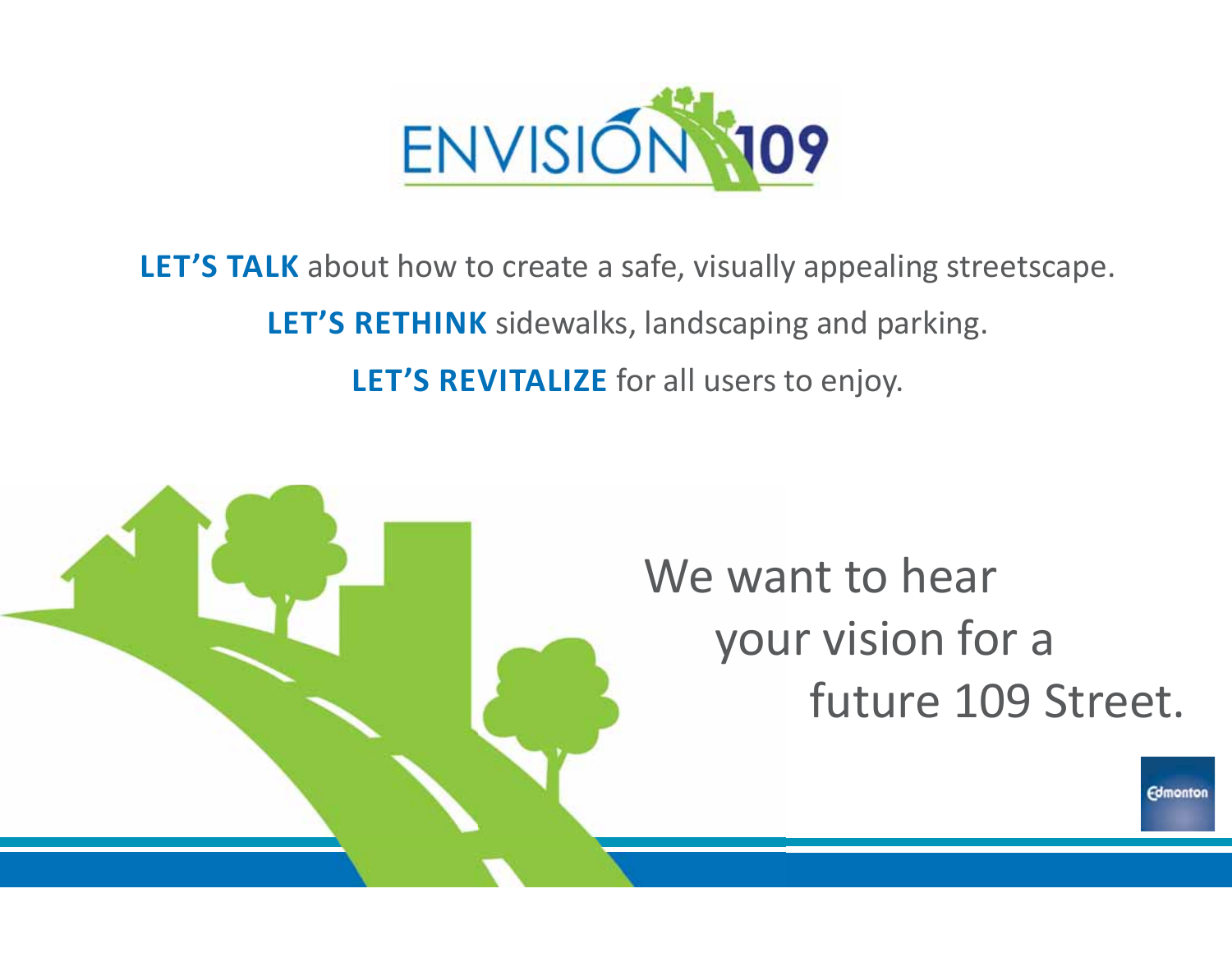# ENVISION 109

**LET'S TALK** about how to create a safe, visually appealing streetscape.

**LET'S RETHINK** sidewalks, landscaping and parking.

**LET'S REVITALIZE** for all users to enjoy.

We want to hear your vision for a future 109 Street.

Edmonton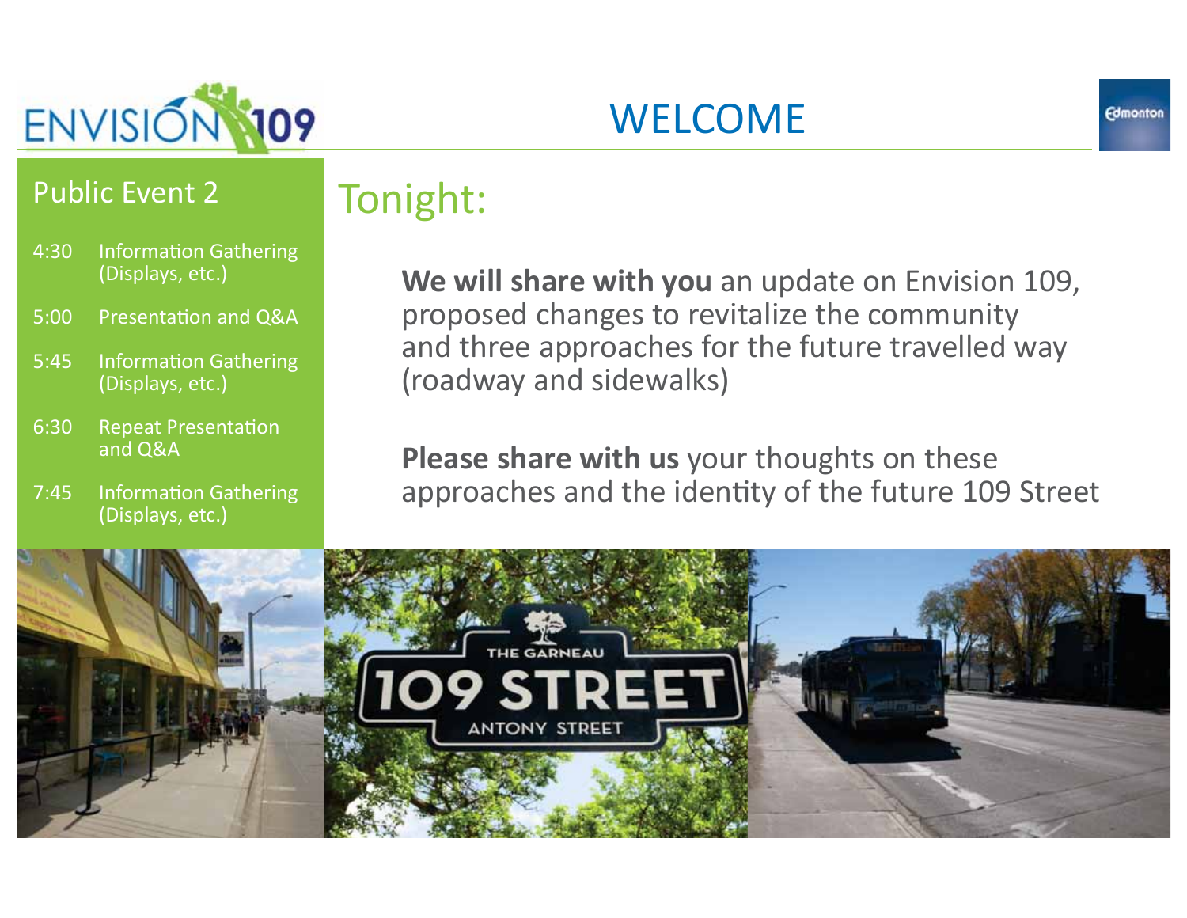# WELCOME

## Public Event 2

- 4:30 Information Gathering (Displays, etc.)
- 5:00 Presentation and Q&A
- 5:45 Information Gathering (Displays, etc.)
- 6:30 Repeat Presentation and Q&A
- 7:45 Information Gathering (Displays, etc.)

## Tonight:

**We will share with you** an update on Envision 109, proposed changes to revitalize the community and three approaches for the future travelled way (roadway and sidewalks)

**Please share with us** your thoughts on these approaches and the identity of the future 109 Street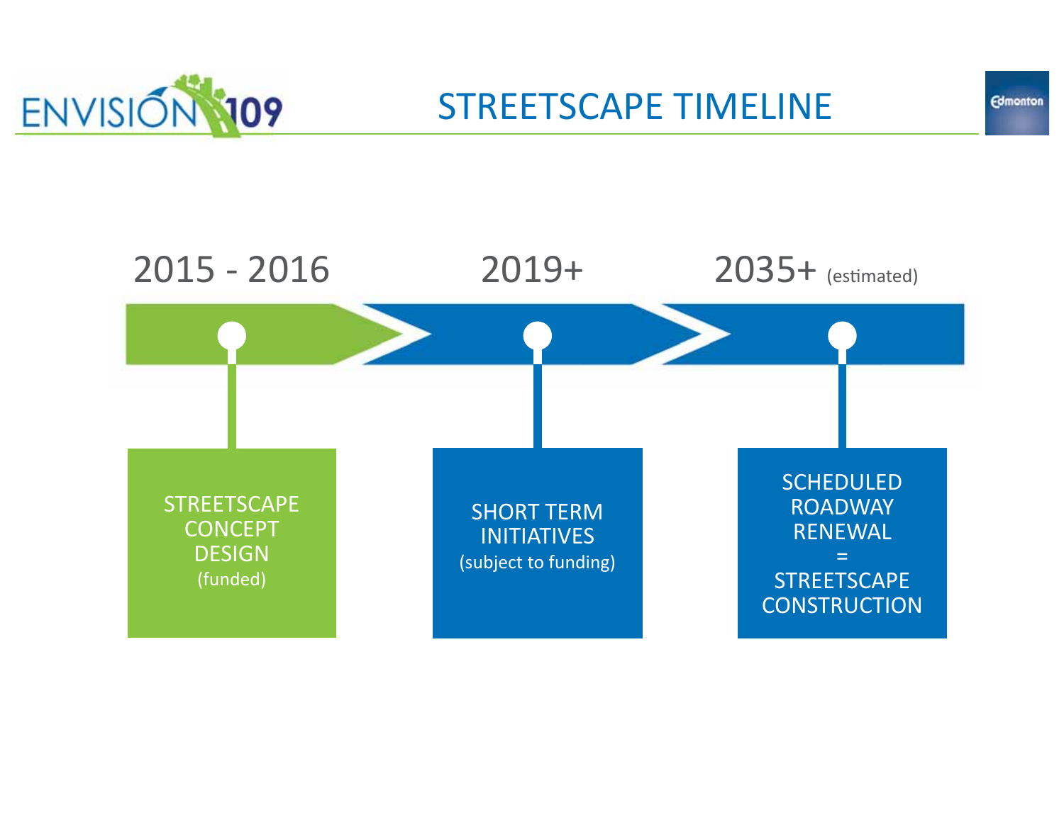# STREETSCAPE TIMELINE

**2015 - 2016**

STREETSCAPE CONCEPT DESIGN
(funded)

**2019+**

SHORT TERM INITIATIVES
(subject to funding)

**2035+** (estimated)

SCHEDULED ROADWAY RENEWAL
=
STREETSCAPE CONSTRUCTION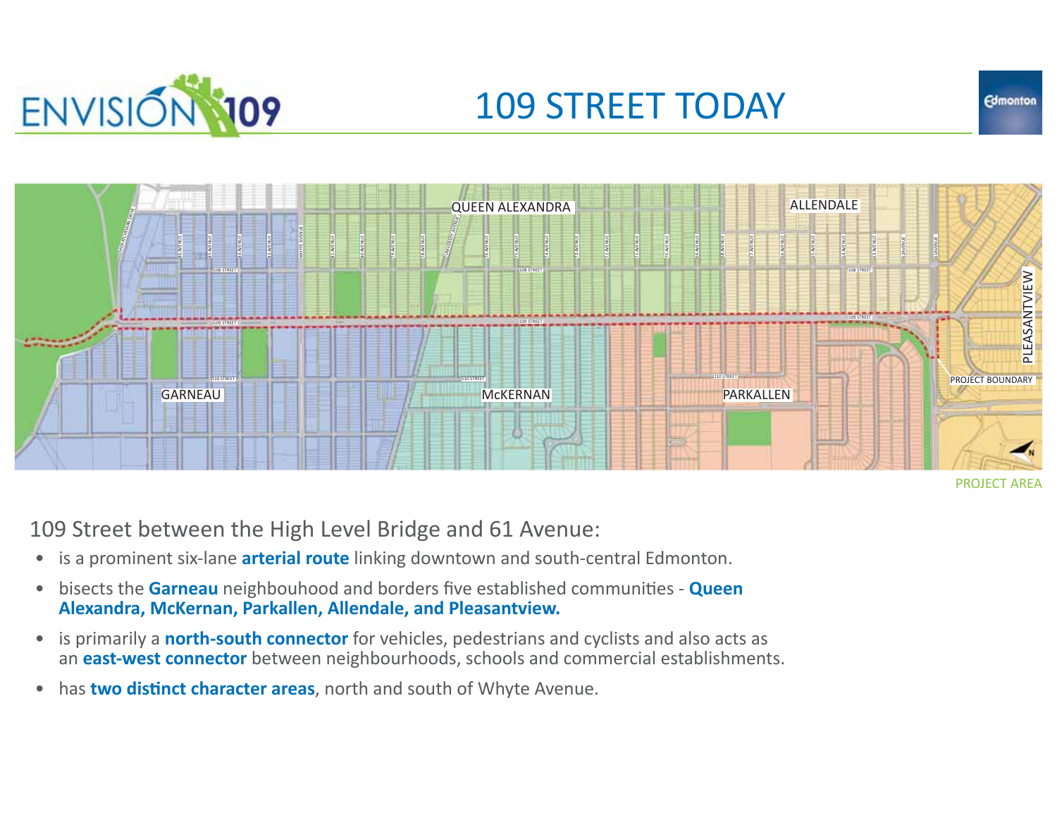# 109 STREET TODAY

PROJECT AREA

109 Street between the High Level Bridge and 61 Avenue:

- is a prominent six-lane **arterial route** linking downtown and south-central Edmonton.
- bisects the **Garneau** neighbouhood and borders five established communities - **Queen Alexandra, McKernan, Parkallen, Allendale, and Pleasantview.**
- is primarily a **north-south connector** for vehicles, pedestrians and cyclists and also acts as an **east-west connector** between neighbourhoods, schools and commercial establishments.
- has **two distinct character areas**, north and south of Whyte Avenue.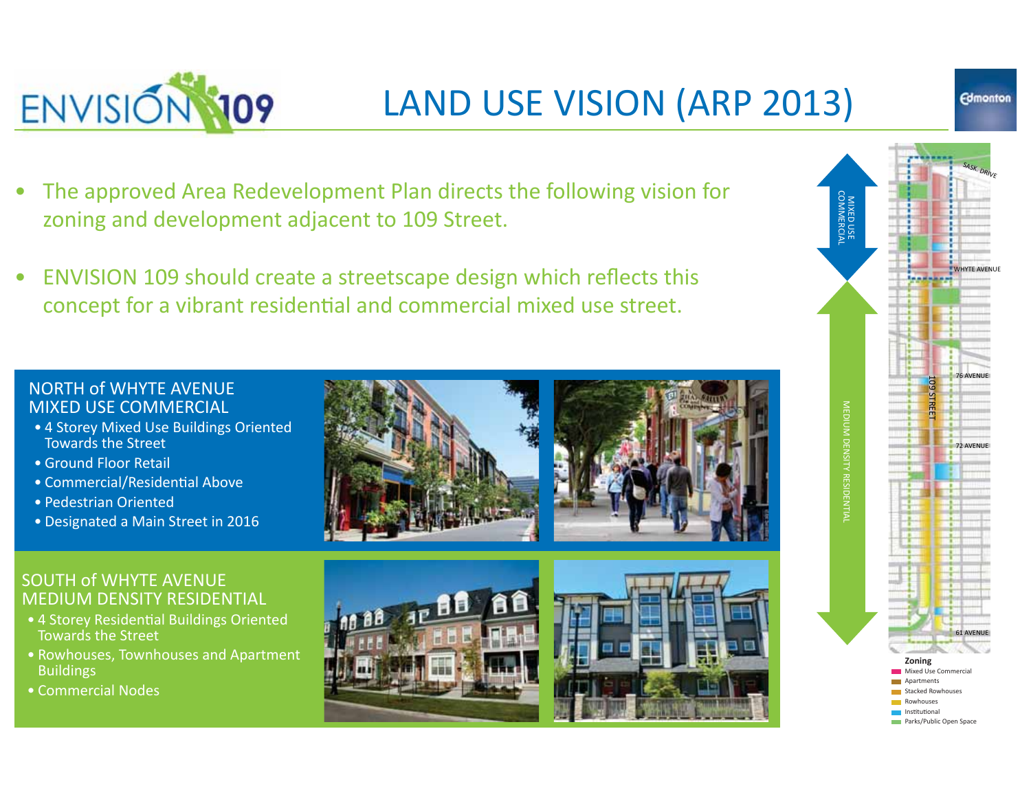# LAND USE VISION (ARP 2013)

- The approved Area Redevelopment Plan directs the following vision for zoning and development adjacent to 109 Street.
- ENVISION 109 should create a streetscape design which reflects this concept for a vibrant residential and commercial mixed use street.

## NORTH of WHYTE AVENUE MIXED USE COMMERCIAL

- 4 Storey Mixed Use Buildings Oriented Towards the Street
- Ground Floor Retail
- Commercial/Residential Above
- Pedestrian Oriented
- Designated a Main Street in 2016

## SOUTH of WHYTE AVENUE MEDIUM DENSITY RESIDENTIAL

- 4 Storey Residential Buildings Oriented Towards the Street
- Rowhouses, Townhouses and Apartment Buildings
- Commercial Nodes

MIXED USE COMMERCIAL

MEDIUM DENSITY RESIDENTIAL

SASK. DRIVE

WHYTE AVENUE

76 AVENUE

109 STREET

72 AVENUE

61 AVENUE

**Zoning**

- Mixed Use Commercial
- Apartments
- Stacked Rowhouses
- Rowhouses
- Institutional
- Parks/Public Open Space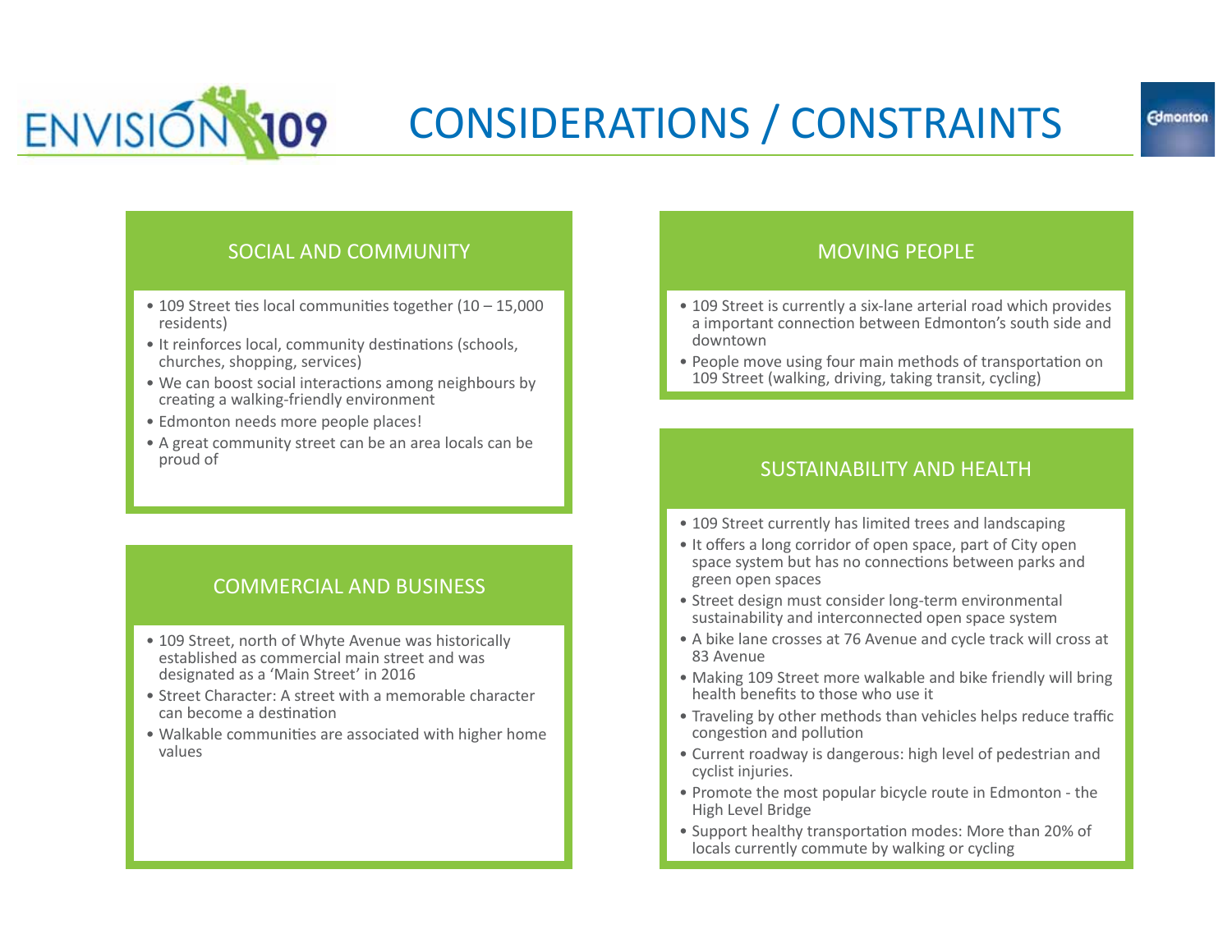# CONSIDERATIONS / CONSTRAINTS

## SOCIAL AND COMMUNITY

- 109 Street ties local communities together (10 – 15,000 residents)
- It reinforces local, community destinations (schools, churches, shopping, services)
- We can boost social interactions among neighbours by creating a walking-friendly environment
- Edmonton needs more people places!
- A great community street can be an area locals can be proud of

## COMMERCIAL AND BUSINESS

- 109 Street, north of Whyte Avenue was historically established as commercial main street and was designated as a 'Main Street' in 2016
- Street Character: A street with a memorable character can become a destination
- Walkable communities are associated with higher home values

## MOVING PEOPLE

- 109 Street is currently a six-lane arterial road which provides a important connection between Edmonton's south side and downtown
- People move using four main methods of transportation on 109 Street (walking, driving, taking transit, cycling)

## SUSTAINABILITY AND HEALTH

- 109 Street currently has limited trees and landscaping
- It offers a long corridor of open space, part of City open space system but has no connections between parks and green open spaces
- Street design must consider long-term environmental sustainability and interconnected open space system
- A bike lane crosses at 76 Avenue and cycle track will cross at 83 Avenue
- Making 109 Street more walkable and bike friendly will bring health benefits to those who use it
- Traveling by other methods than vehicles helps reduce traffic congestion and pollution
- Current roadway is dangerous: high level of pedestrian and cyclist injuries.
- Promote the most popular bicycle route in Edmonton - the High Level Bridge
- Support healthy transportation modes: More than 20% of locals currently commute by walking or cycling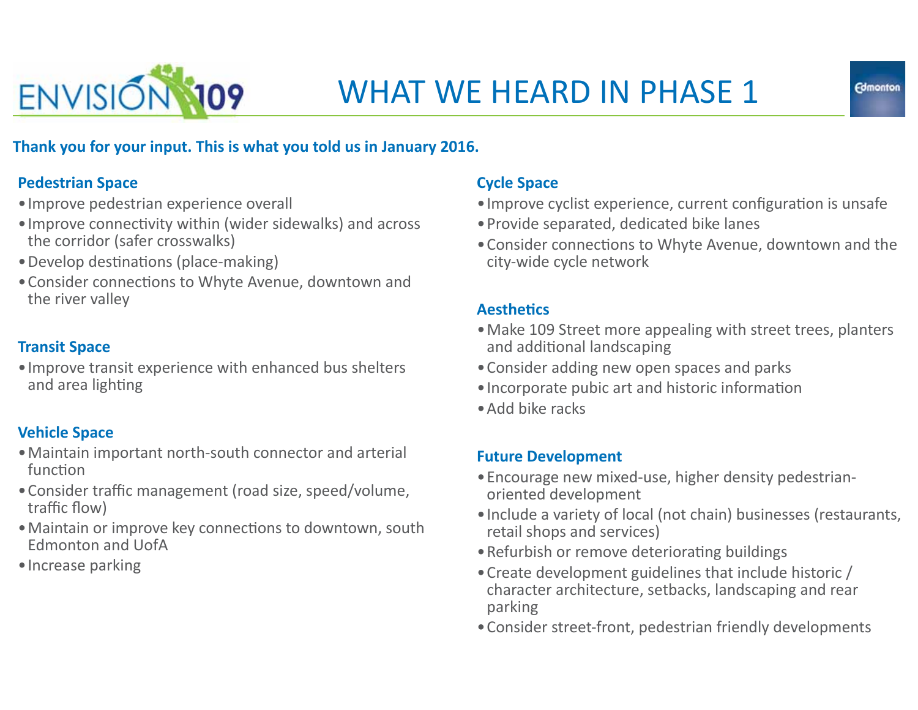# WHAT WE HEARD IN PHASE 1

**Thank you for your input. This is what you told us in January 2016.**

## Pedestrian Space

- Improve pedestrian experience overall
- Improve connectivity within (wider sidewalks) and across the corridor (safer crosswalks)
- Develop destinations (place-making)
- Consider connections to Whyte Avenue, downtown and the river valley

## Transit Space

- Improve transit experience with enhanced bus shelters and area lighting

## Vehicle Space

- Maintain important north-south connector and arterial function
- Consider traffic management (road size, speed/volume, traffic flow)
- Maintain or improve key connections to downtown, south Edmonton and UofA
- Increase parking

## Cycle Space

- Improve cyclist experience, current configuration is unsafe
- Provide separated, dedicated bike lanes
- Consider connections to Whyte Avenue, downtown and the city-wide cycle network

## Aesthetics

- Make 109 Street more appealing with street trees, planters and additional landscaping
- Consider adding new open spaces and parks
- Incorporate pubic art and historic information
- Add bike racks

## Future Development

- Encourage new mixed-use, higher density pedestrian-oriented development
- Include a variety of local (not chain) businesses (restaurants, retail shops and services)
- Refurbish or remove deteriorating buildings
- Create development guidelines that include historic / character architecture, setbacks, landscaping and rear parking
- Consider street-front, pedestrian friendly developments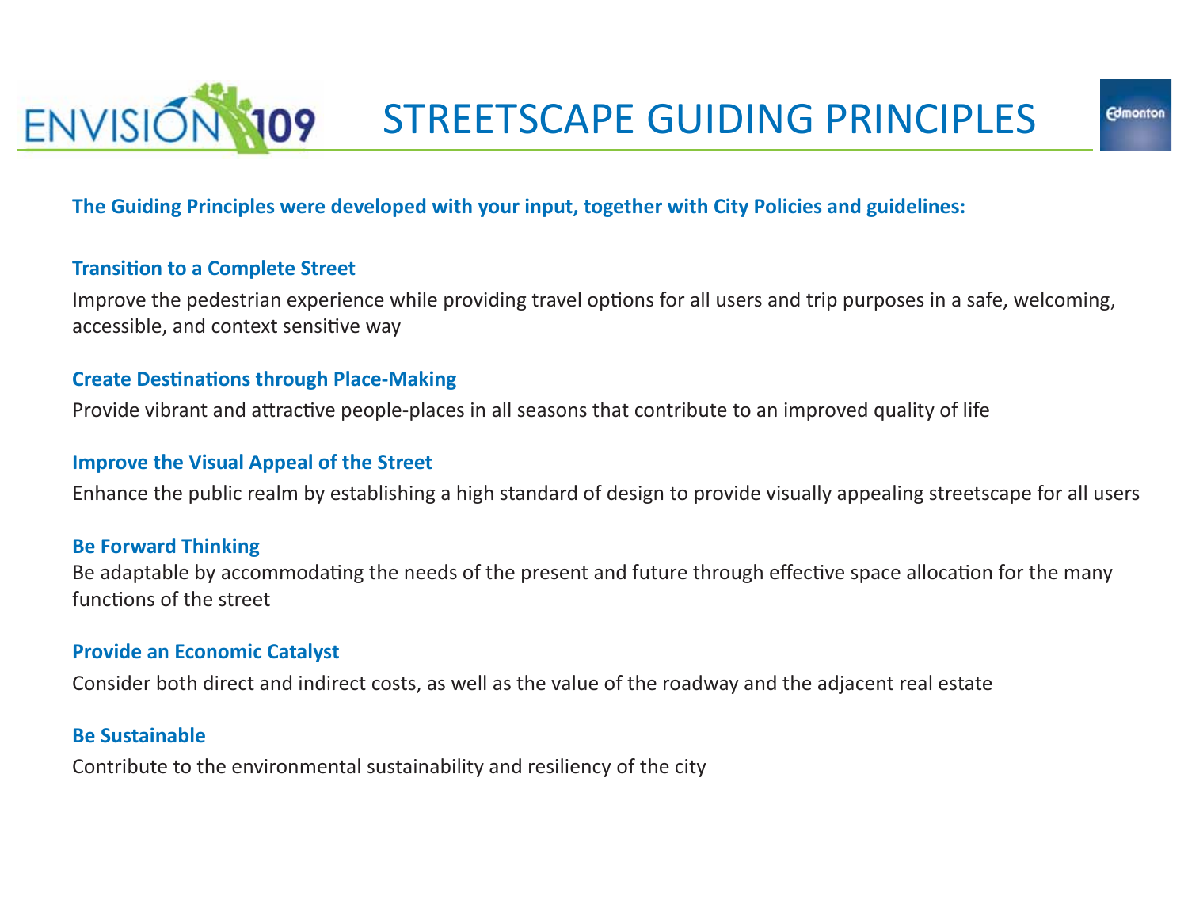# STREETSCAPE GUIDING PRINCIPLES

**The Guiding Principles were developed with your input, together with City Policies and guidelines:**

### Transition to a Complete Street

Improve the pedestrian experience while providing travel options for all users and trip purposes in a safe, welcoming, accessible, and context sensitive way

### Create Destinations through Place-Making

Provide vibrant and attractive people-places in all seasons that contribute to an improved quality of life

### Improve the Visual Appeal of the Street

Enhance the public realm by establishing a high standard of design to provide visually appealing streetscape for all users

### Be Forward Thinking

Be adaptable by accommodating the needs of the present and future through effective space allocation for the many functions of the street

### Provide an Economic Catalyst

Consider both direct and indirect costs, as well as the value of the roadway and the adjacent real estate

### Be Sustainable

Contribute to the environmental sustainability and resiliency of the city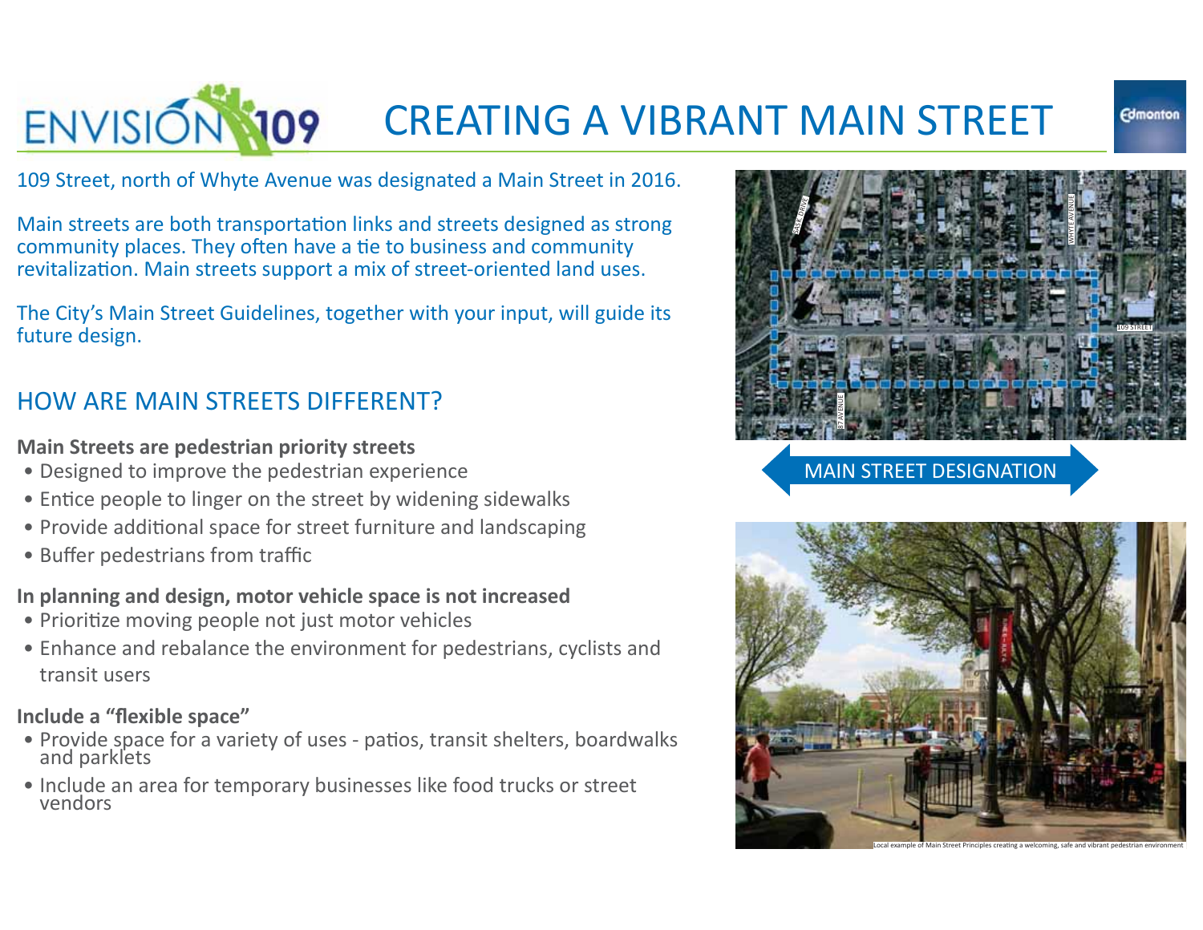# CREATING A VIBRANT MAIN STREET

109 Street, north of Whyte Avenue was designated a Main Street in 2016.

Main streets are both transportation links and streets designed as strong community places. They often have a tie to business and community revitalization. Main streets support a mix of street-oriented land uses.

The City's Main Street Guidelines, together with your input, will guide its future design.

## HOW ARE MAIN STREETS DIFFERENT?

**Main Streets are pedestrian priority streets**

- Designed to improve the pedestrian experience
- Entice people to linger on the street by widening sidewalks
- Provide additional space for street furniture and landscaping
- Buffer pedestrians from traffic

**In planning and design, motor vehicle space is not increased**

- Prioritize moving people not just motor vehicles
- Enhance and rebalance the environment for pedestrians, cyclists and transit users

**Include a "flexible space"**

- Provide space for a variety of uses - patios, transit shelters, boardwalks and parklets
- Include an area for temporary businesses like food trucks or street vendors

MAIN STREET DESIGNATION

Local example of Main Street Principles creating a welcoming, safe and vibrant pedestrian environment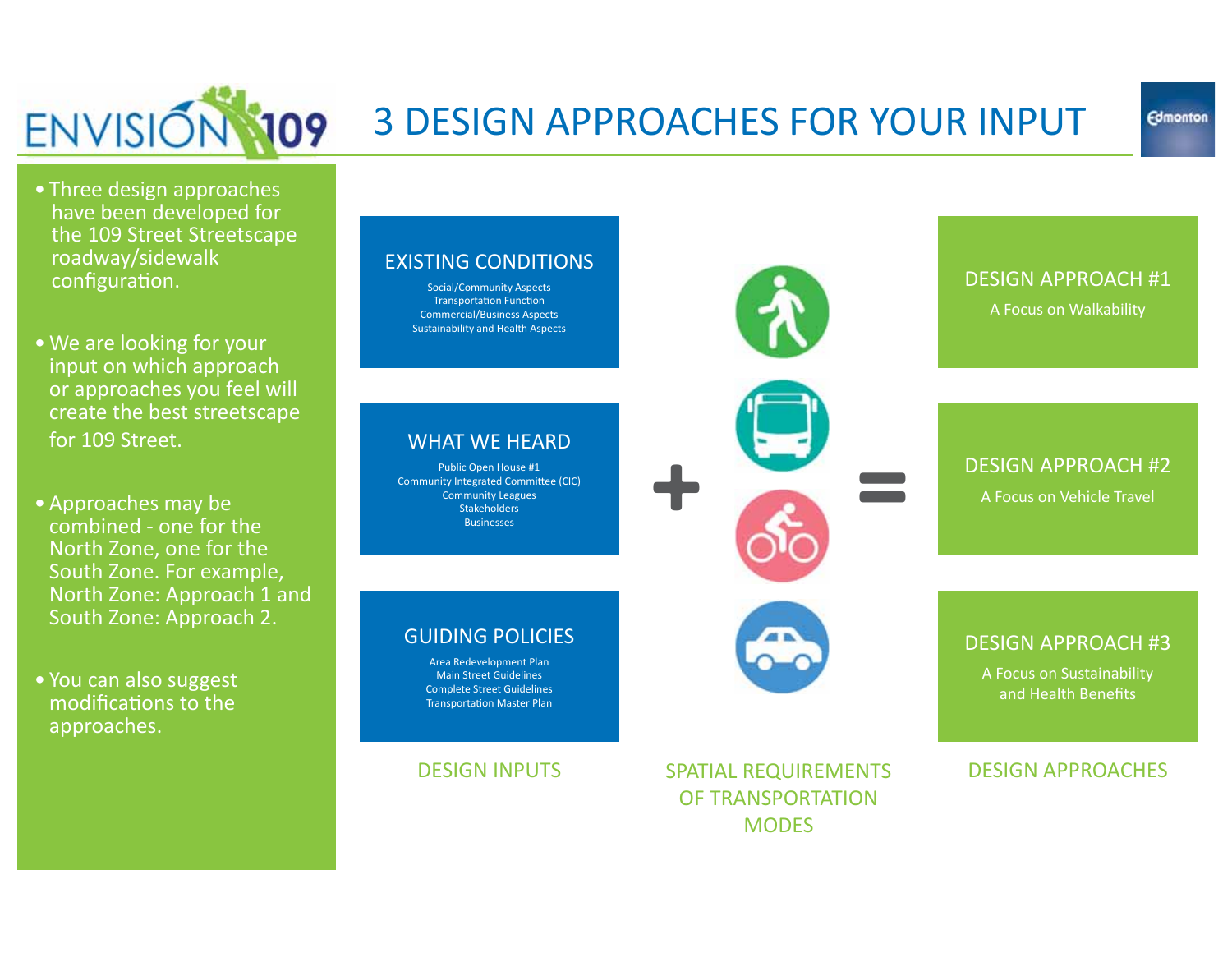# ENVISION 109

# 3 DESIGN APPROACHES FOR YOUR INPUT

- Three design approaches have been developed for the 109 Street Streetscape roadway/sidewalk configuration.
- We are looking for your input on which approach or approaches you feel will create the best streetscape for 109 Street.
- Approaches may be combined - one for the North Zone, one for the South Zone. For example, North Zone: Approach 1 and South Zone: Approach 2.
- You can also suggest modifications to the approaches.

## DESIGN INPUTS

### EXISTING CONDITIONS

Social/Community Aspects
Transportation Function
Commercial/Business Aspects
Sustainability and Health Aspects

### WHAT WE HEARD

Public Open House #1
Community Integrated Committee (CIC)
Community Leagues
Stakeholders
Businesses

### GUIDING POLICIES

Area Redevelopment Plan
Main Street Guidelines
Complete Street Guidelines
Transportation Master Plan

## +

## SPATIAL REQUIREMENTS OF TRANSPORTATION MODES

## =

## DESIGN APPROACHES

### DESIGN APPROACH #1

A Focus on Walkability

### DESIGN APPROACH #2

A Focus on Vehicle Travel

### DESIGN APPROACH #3

A Focus on Sustainability and Health Benefits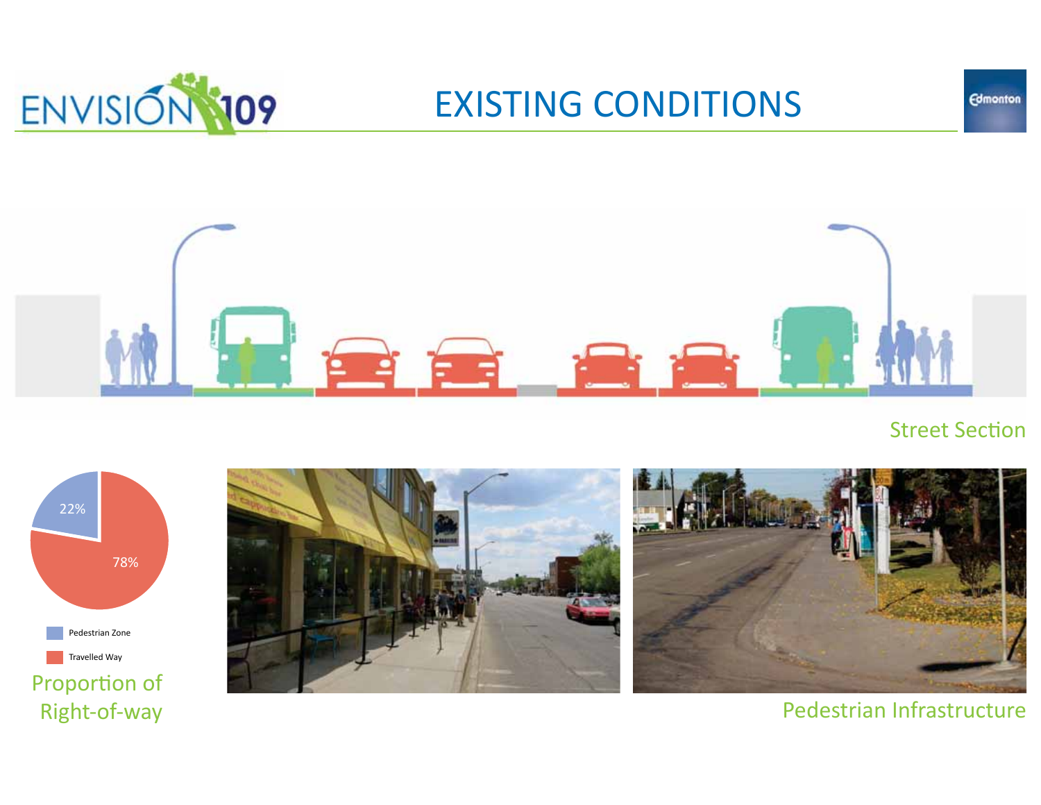# EXISTING CONDITIONS

Street Section

22%

78%

Pedestrian Zone

Travelled Way

Proportion of Right-of-way

Pedestrian Infrastructure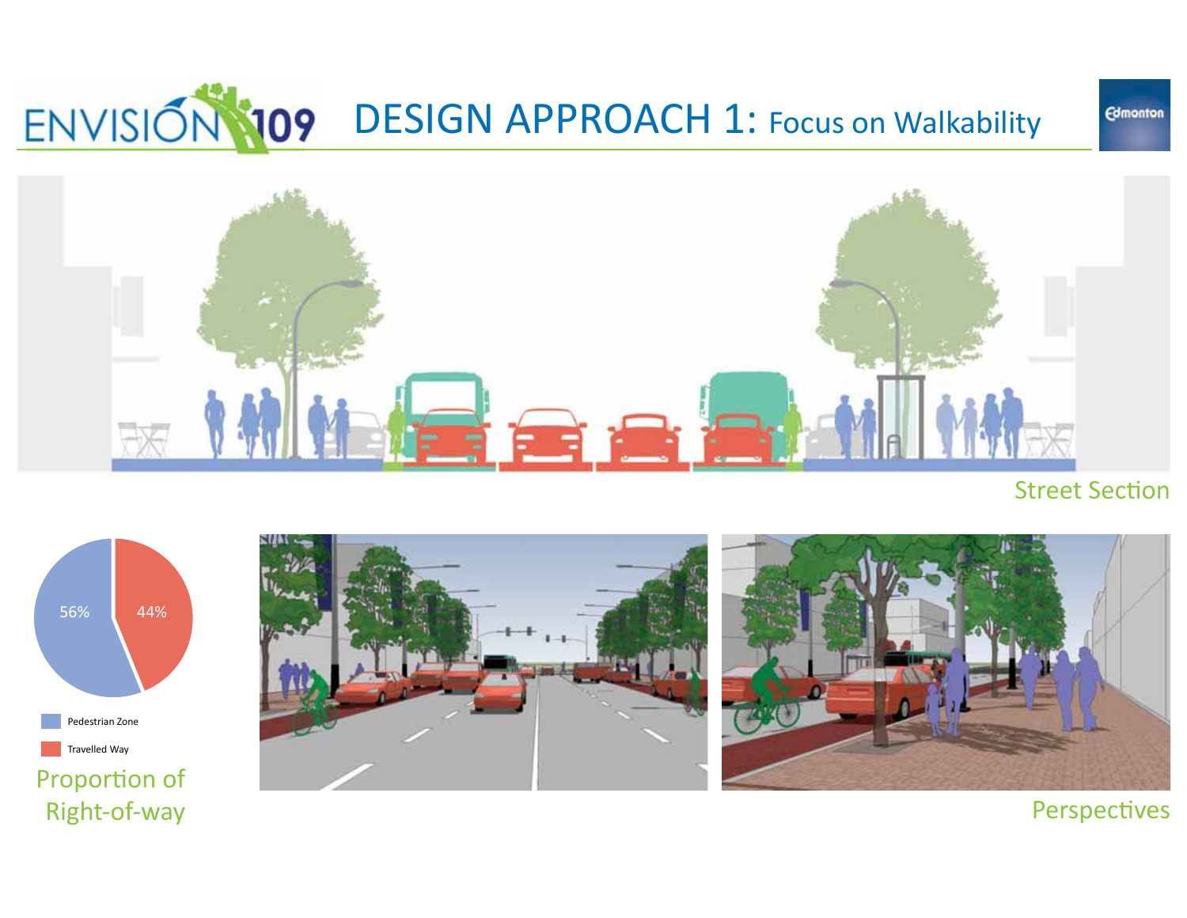ENVISION 109

# DESIGN APPROACH 1: Focus on Walkability

Edmonton

Street Section

56%

44%

Pedestrian Zone

Travelled Way

Proportion of Right-of-way

Perspectives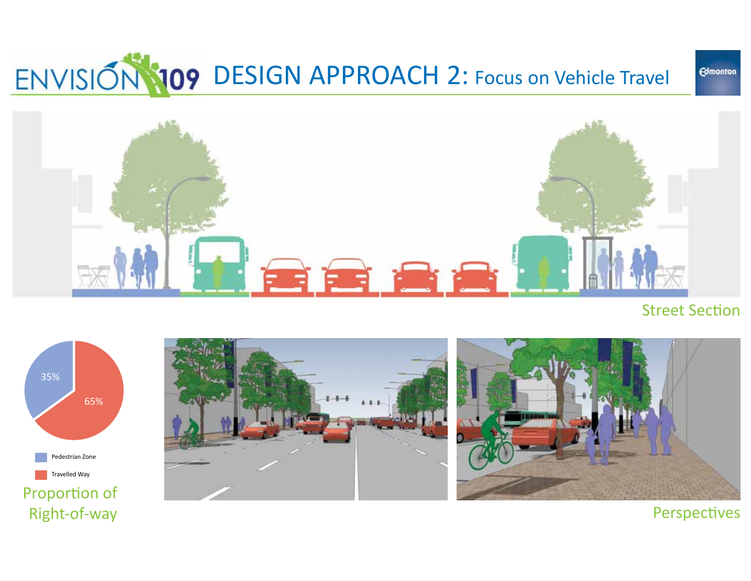# ENVISION 109 DESIGN APPROACH 2: Focus on Vehicle Travel

Street Section

35%

65%

- Pedestrian Zone
- Travelled Way

Proportion of Right-of-way

Perspectives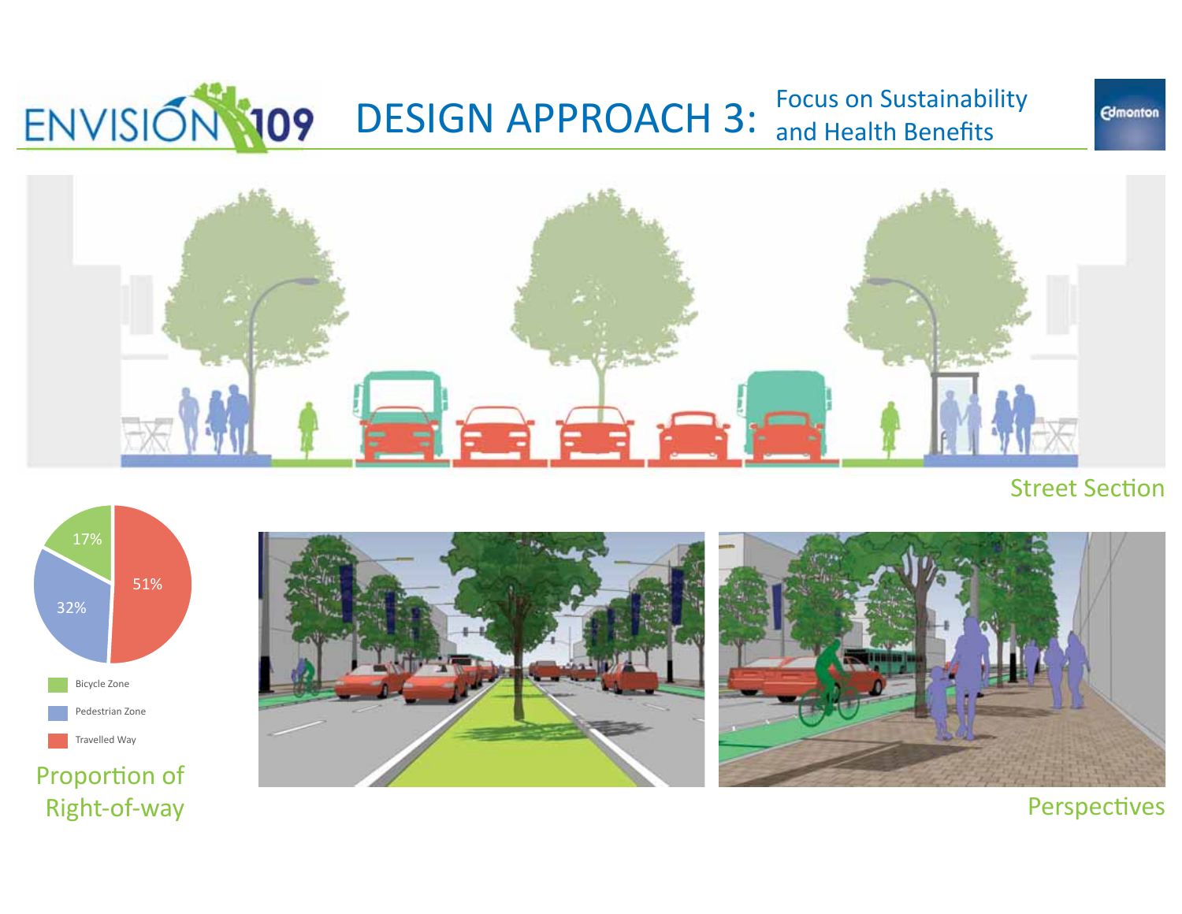# ENVISION 109

## DESIGN APPROACH 3: Focus on Sustainability and Health Benefits

Edmonton

Street Section

17%

32%

51%

- Bicycle Zone
- Pedestrian Zone
- Travelled Way

Proportion of Right-of-way

Perspectives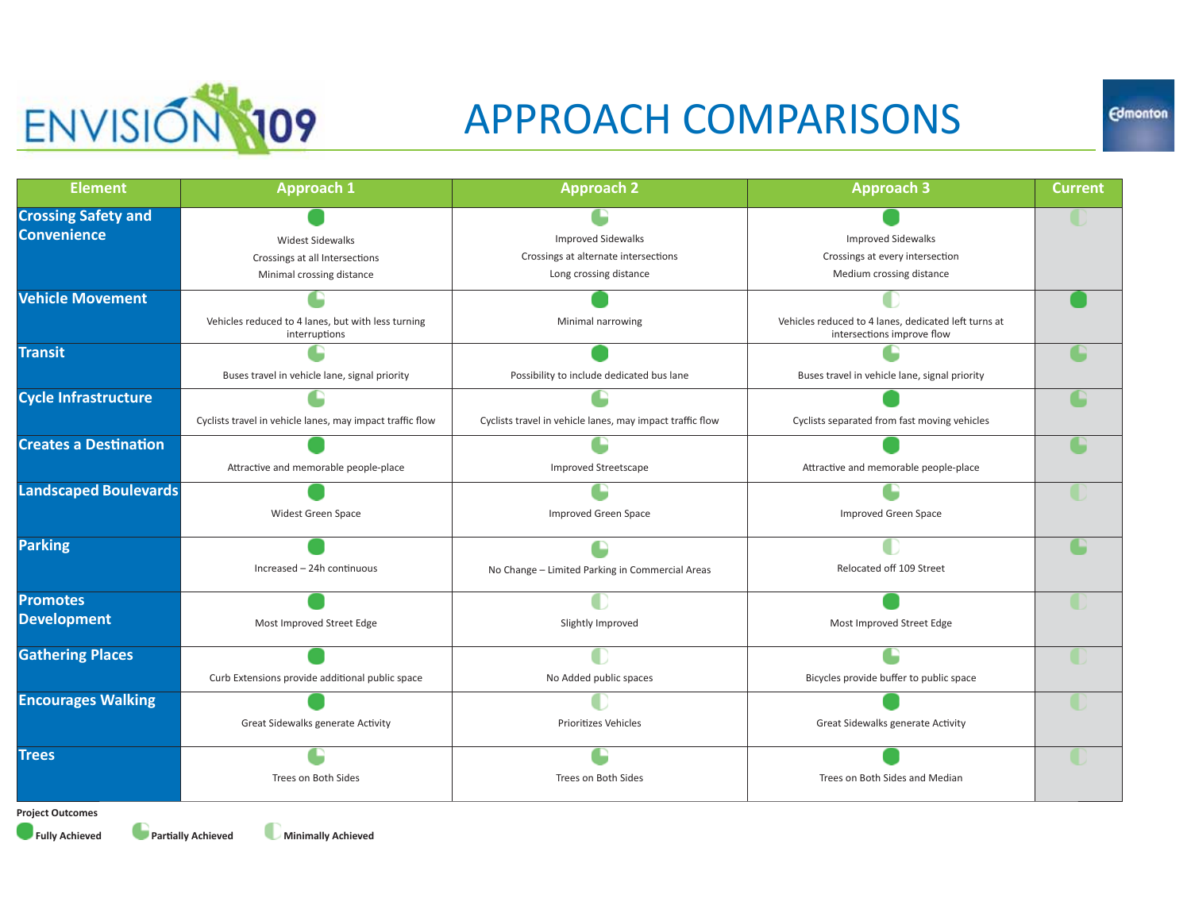# APPROACH COMPARISONS

| Element | Approach 1 | Approach 2 | Approach 3 | Current |
|---|---|---|---|---|
| Crossing Safety and Convenience | Fully Achieved<br>Widest Sidewalks<br>Crossings at all Intersections<br>Minimal crossing distance | Partially Achieved<br>Improved Sidewalks<br>Crossings at alternate intersections<br>Long crossing distance | Fully Achieved<br>Improved Sidewalks<br>Crossings at every intersection<br>Medium crossing distance | Minimally Achieved |
| Vehicle Movement | Partially Achieved<br>Vehicles reduced to 4 lanes, but with less turning interruptions | Fully Achieved<br>Minimal narrowing | Minimally Achieved<br>Vehicles reduced to 4 lanes, dedicated left turns at intersections improve flow | Fully Achieved |
| Transit | Partially Achieved<br>Buses travel in vehicle lane, signal priority | Fully Achieved<br>Possibility to include dedicated bus lane | Partially Achieved<br>Buses travel in vehicle lane, signal priority | Partially Achieved |
| Cycle Infrastructure | Partially Achieved<br>Cyclists travel in vehicle lanes, may impact traffic flow | Partially Achieved<br>Cyclists travel in vehicle lanes, may impact traffic flow | Fully Achieved<br>Cyclists separated from fast moving vehicles | Partially Achieved |
| Creates a Destination | Fully Achieved<br>Attractive and memorable people-place | Partially Achieved<br>Improved Streetscape | Fully Achieved<br>Attractive and memorable people-place | Partially Achieved |
| Landscaped Boulevards | Fully Achieved<br>Widest Green Space | Partially Achieved<br>Improved Green Space | Partially Achieved<br>Improved Green Space | Minimally Achieved |
| Parking | Fully Achieved<br>Increased – 24h continuous | Partially Achieved<br>No Change – Limited Parking in Commercial Areas | Minimally Achieved<br>Relocated off 109 Street | Partially Achieved |
| Promotes Development | Fully Achieved<br>Most Improved Street Edge | Minimally Achieved<br>Slightly Improved | Fully Achieved<br>Most Improved Street Edge | Minimally Achieved |
| Gathering Places | Fully Achieved<br>Curb Extensions provide additional public space | Minimally Achieved<br>No Added public spaces | Partially Achieved<br>Bicycles provide buffer to public space | Minimally Achieved |
| Encourages Walking | Fully Achieved<br>Great Sidewalks generate Activity | Minimally Achieved<br>Prioritizes Vehicles | Fully Achieved<br>Great Sidewalks generate Activity | Minimally Achieved |
| Trees | Partially Achieved<br>Trees on Both Sides | Partially Achieved<br>Trees on Both Sides | Fully Achieved<br>Trees on Both Sides and Median | Minimally Achieved |

**Project Outcomes**

**Fully Achieved** **Partially Achieved** **Minimally Achieved**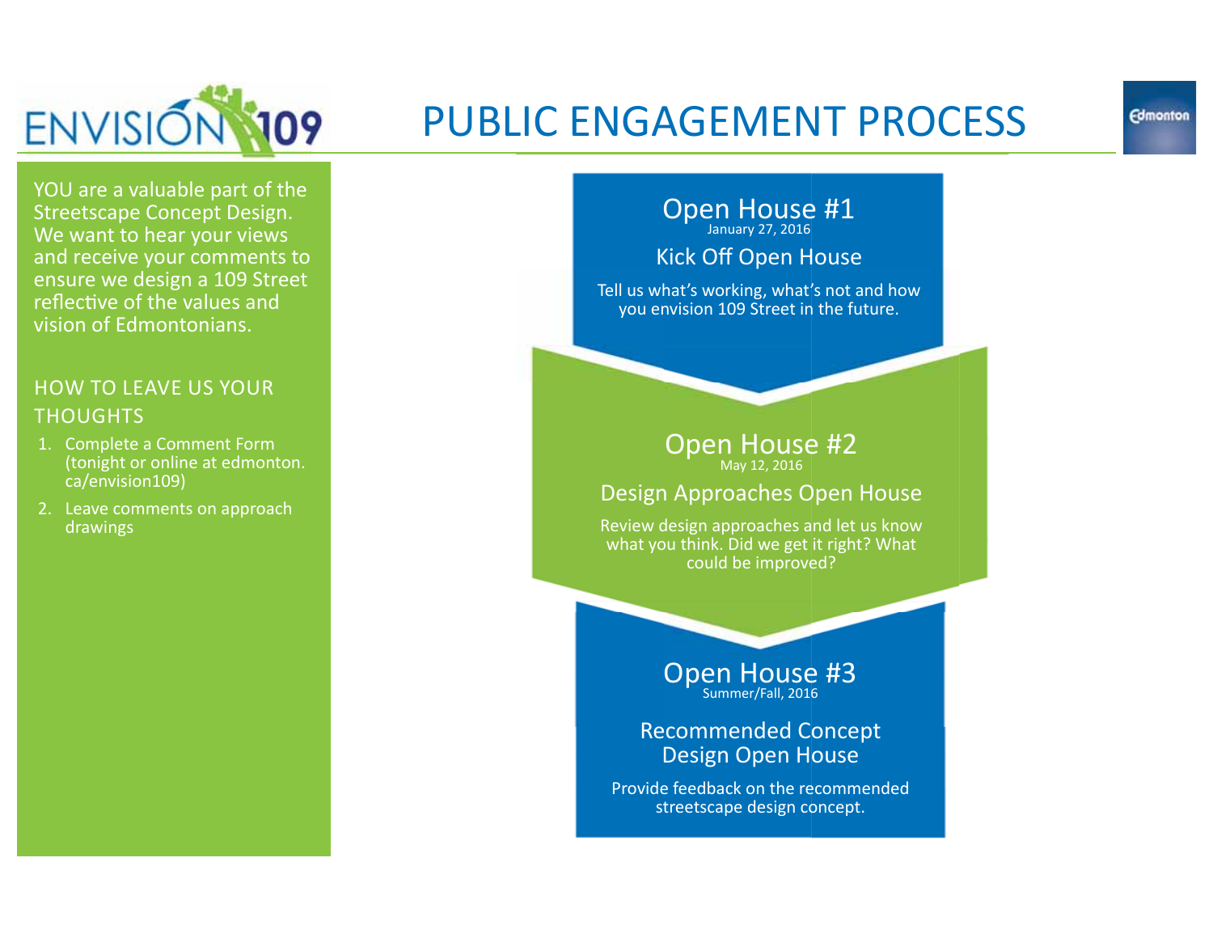ENVISION 109

# PUBLIC ENGAGEMENT PROCESS

Edmonton

YOU are a valuable part of the Streetscape Concept Design. We want to hear your views and receive your comments to ensure we design a 109 Street reflective of the values and vision of Edmontonians.

## HOW TO LEAVE US YOUR THOUGHTS

1. Complete a Comment Form (tonight or online at edmonton.ca/envision109)
2. Leave comments on approach drawings

## Open House #1

January 27, 2016

### Kick Off Open House

Tell us what's working, what's not and how you envision 109 Street in the future.

## Open House #2

May 12, 2016

### Design Approaches Open House

Review design approaches and let us know what you think. Did we get it right? What could be improved?

## Open House #3

Summer/Fall, 2016

### Recommended Concept Design Open House

Provide feedback on the recommended streetscape design concept.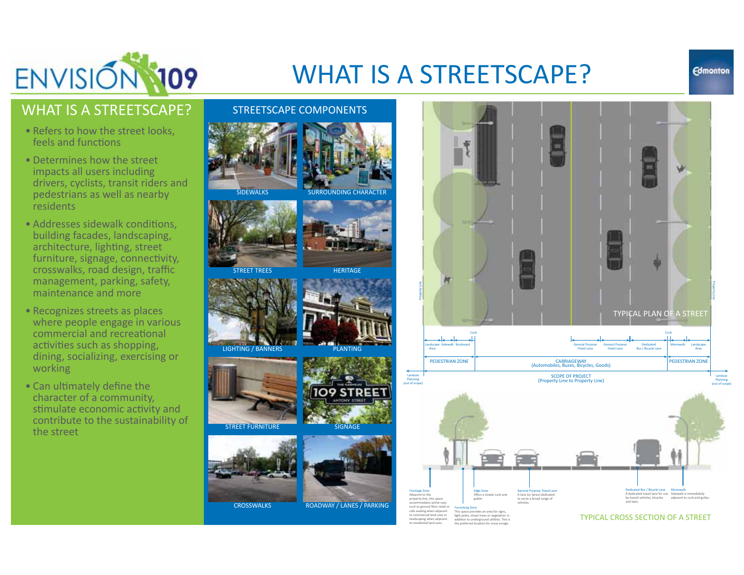# WHAT IS A STREETSCAPE?

## WHAT IS A STREETSCAPE?

- Refers to how the street looks, feels and functions
- Determines how the street impacts all users including drivers, cyclists, transit riders and pedestrians as well as nearby residents
- Addresses sidewalk conditions, building facades, landscaping, architecture, lighting, street furniture, signage, connectivity, crosswalks, road design, traffic management, parking, safety, maintenance and more
- Recognizes streets as places where people engage in various commercial and recreational activities such as shopping, dining, socializing, exercising or working
- Can ultimately define the character of a community, stimulate economic activity and contribute to the sustainability of the street

## STREETSCAPE COMPONENTS

SIDEWALKS

SURROUNDING CHARACTER

STREET TREES

HERITAGE

LIGHTING / BANNERS

PLANTING

STREET FURNITURE

SIGNAGE

CROSSWALKS

ROADWAY / LANES / PARKING

TYPICAL PLAN OF A STREET

Property Line

Curb

Landscape Area | Sidewalk | Boulevard | General Purpose Travel Lane | General Purpose Travel Lane | Dedicated Bus / Bicycle Lane | Monowalk | Landscape Area

PEDESTRIAN ZONE

CARRIAGEWAY (Automobiles, Buses, Bicycles, Goods)

PEDESTRIAN ZONE

Landuse Planning (out of scope)

SCOPE OF PROJECT (Property Line to Property Line)

Landuse Planning (out of scope)

Frontage Zone
Adjacent to the property line, this space accommodates active uses such as ground floor retail or cafe seating when adjacent to commercial land uses or landscaping when adjacent to residential land uses.

Furnishing Zone
This space provides an area for signs, light poles, street trees or vegetation in addition to underground utilities. This is the preferred location for snow storage.

Edge Zone
Often a simple curb and gutter.

General Purpose Travel Lane
A lane (or lanes) dedicated to serve a broad range of vehicles.

Dedicated Bus / Bicycle Lane
A dedicated travel lane for use by transit vehicles, bicycles and taxis.

Monowalk
Sidewalk is immediately adjacent to curb and gutter.

TYPICAL CROSS SECTION OF A STREET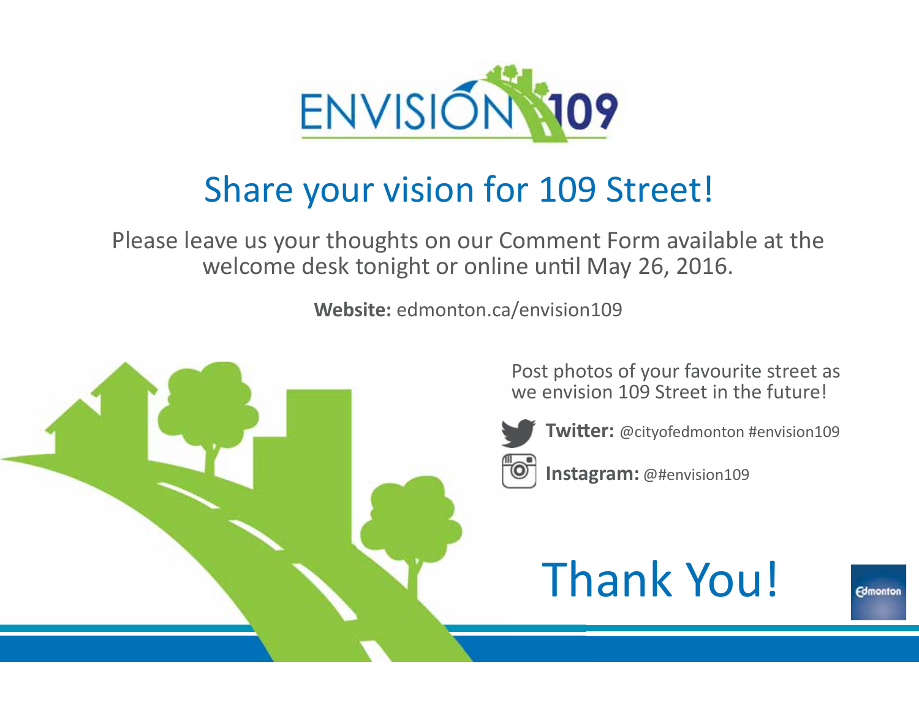# ENVISION 109

## Share your vision for 109 Street!

Please leave us your thoughts on our Comment Form available at the welcome desk tonight or online until May 26, 2016.

**Website:** edmonton.ca/envision109

Post photos of your favourite street as we envision 109 Street in the future!

**Twitter:** @cityofedmonton #envision109

**Instagram:** @#envision109

# Thank You!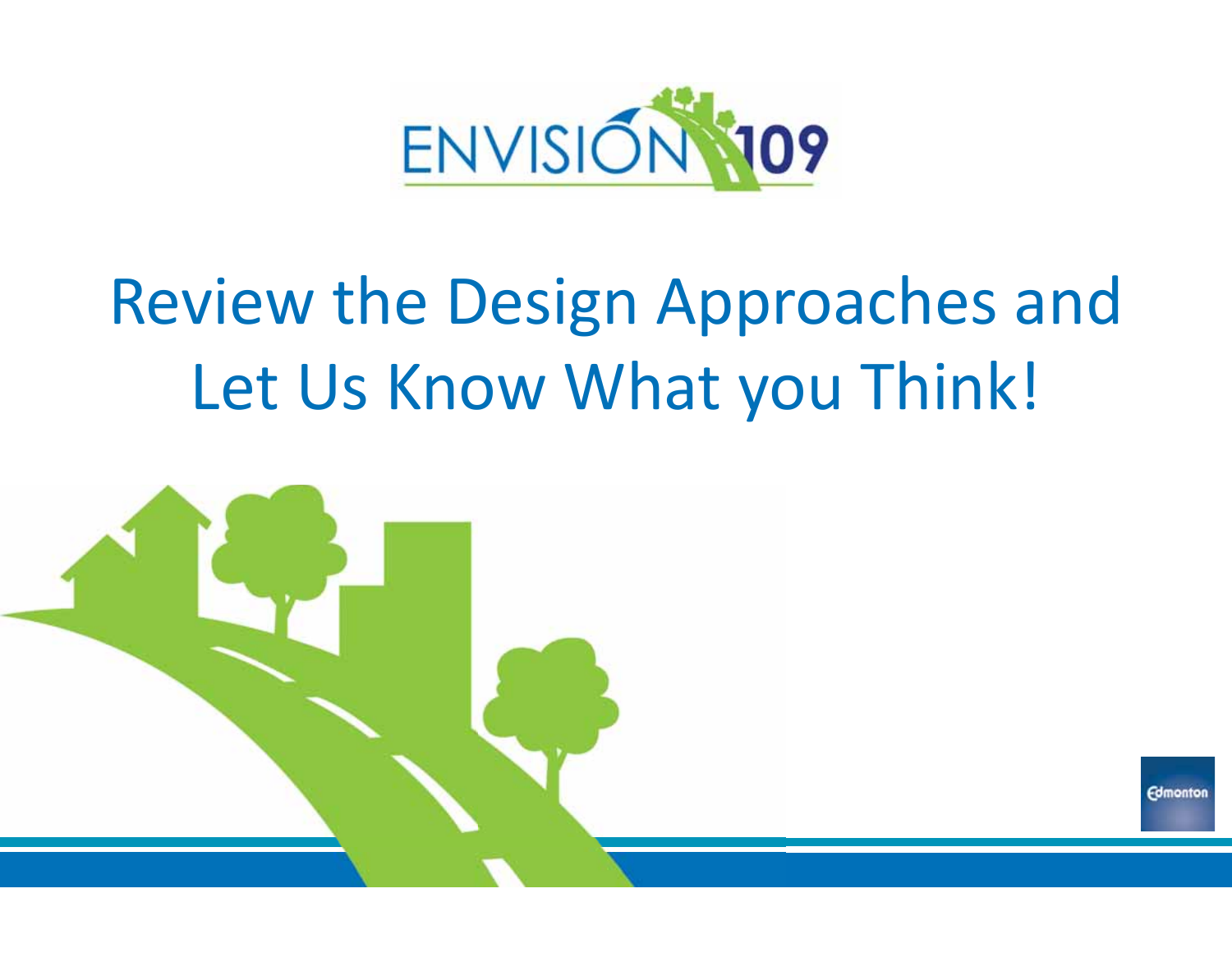ENVISION 109

# Review the Design Approaches and Let Us Know What you Think!

Edmonton